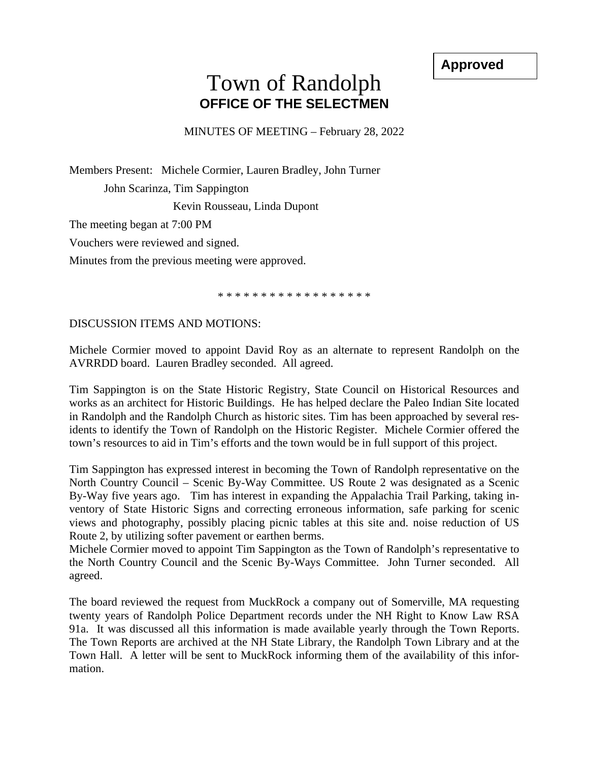**Approved**

# Town of Randolph
## OFFICE OF THE SELECTMEN

MINUTES OF MEETING – February 28, 2022

Members Present: Michele Cormier, Lauren Bradley, John Turner

John Scarinza, Tim Sappington

Kevin Rousseau, Linda Dupont

The meeting began at 7:00 PM

Vouchers were reviewed and signed.

Minutes from the previous meeting were approved.

* * * * * * * * * * * * * * * * * *

DISCUSSION ITEMS AND MOTIONS:

Michele Cormier moved to appoint David Roy as an alternate to represent Randolph on the AVRRDD board. Lauren Bradley seconded. All agreed.

Tim Sappington is on the State Historic Registry, State Council on Historical Resources and works as an architect for Historic Buildings. He has helped declare the Paleo Indian Site located in Randolph and the Randolph Church as historic sites. Tim has been approached by several residents to identify the Town of Randolph on the Historic Register. Michele Cormier offered the town's resources to aid in Tim's efforts and the town would be in full support of this project.

Tim Sappington has expressed interest in becoming the Town of Randolph representative on the North Country Council – Scenic By-Way Committee. US Route 2 was designated as a Scenic By-Way five years ago. Tim has interest in expanding the Appalachia Trail Parking, taking inventory of State Historic Signs and correcting erroneous information, safe parking for scenic views and photography, possibly placing picnic tables at this site and. noise reduction of US Route 2, by utilizing softer pavement or earthen berms.
Michele Cormier moved to appoint Tim Sappington as the Town of Randolph's representative to the North Country Council and the Scenic By-Ways Committee. John Turner seconded. All agreed.

The board reviewed the request from MuckRock a company out of Somerville, MA requesting twenty years of Randolph Police Department records under the NH Right to Know Law RSA 91a. It was discussed all this information is made available yearly through the Town Reports. The Town Reports are archived at the NH State Library, the Randolph Town Library and at the Town Hall. A letter will be sent to MuckRock informing them of the availability of this information.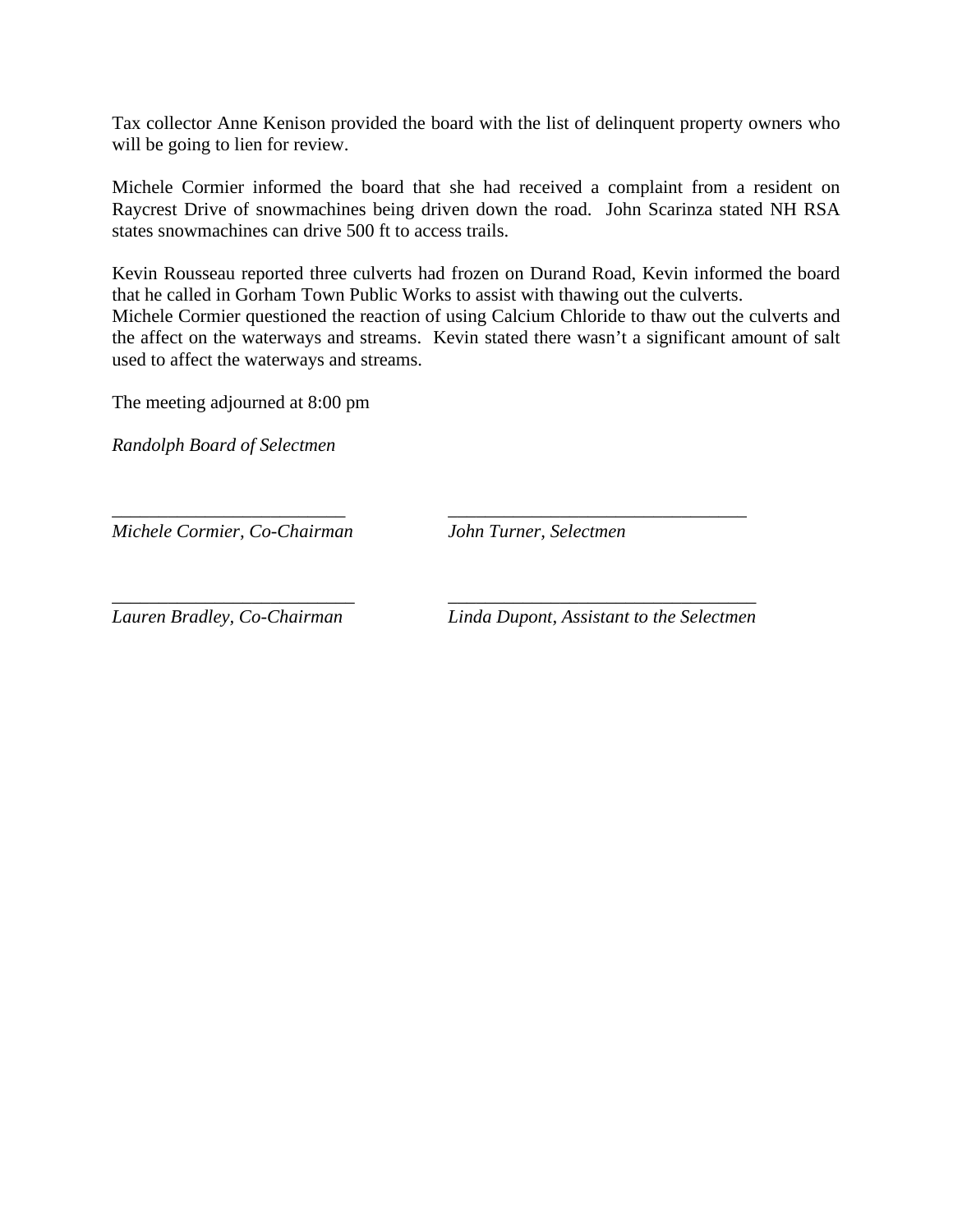Tax collector Anne Kenison provided the board with the list of delinquent property owners who will be going to lien for review.

Michele Cormier informed the board that she had received a complaint from a resident on Raycrest Drive of snowmachines being driven down the road. John Scarinza stated NH RSA states snowmachines can drive 500 ft to access trails.

Kevin Rousseau reported three culverts had frozen on Durand Road, Kevin informed the board that he called in Gorham Town Public Works to assist with thawing out the culverts.
Michele Cormier questioned the reaction of using Calcium Chloride to thaw out the culverts and the affect on the waterways and streams. Kevin stated there wasn't a significant amount of salt used to affect the waterways and streams.

The meeting adjourned at 8:00 pm

*Randolph Board of Selectmen*

_________________________ _________________________________
*Michele Cormier, Co-Chairman* *John Turner, Selectmen*

__________________________ __________________________________
*Lauren Bradley, Co-Chairman* *Linda Dupont, Assistant to the Selectmen*